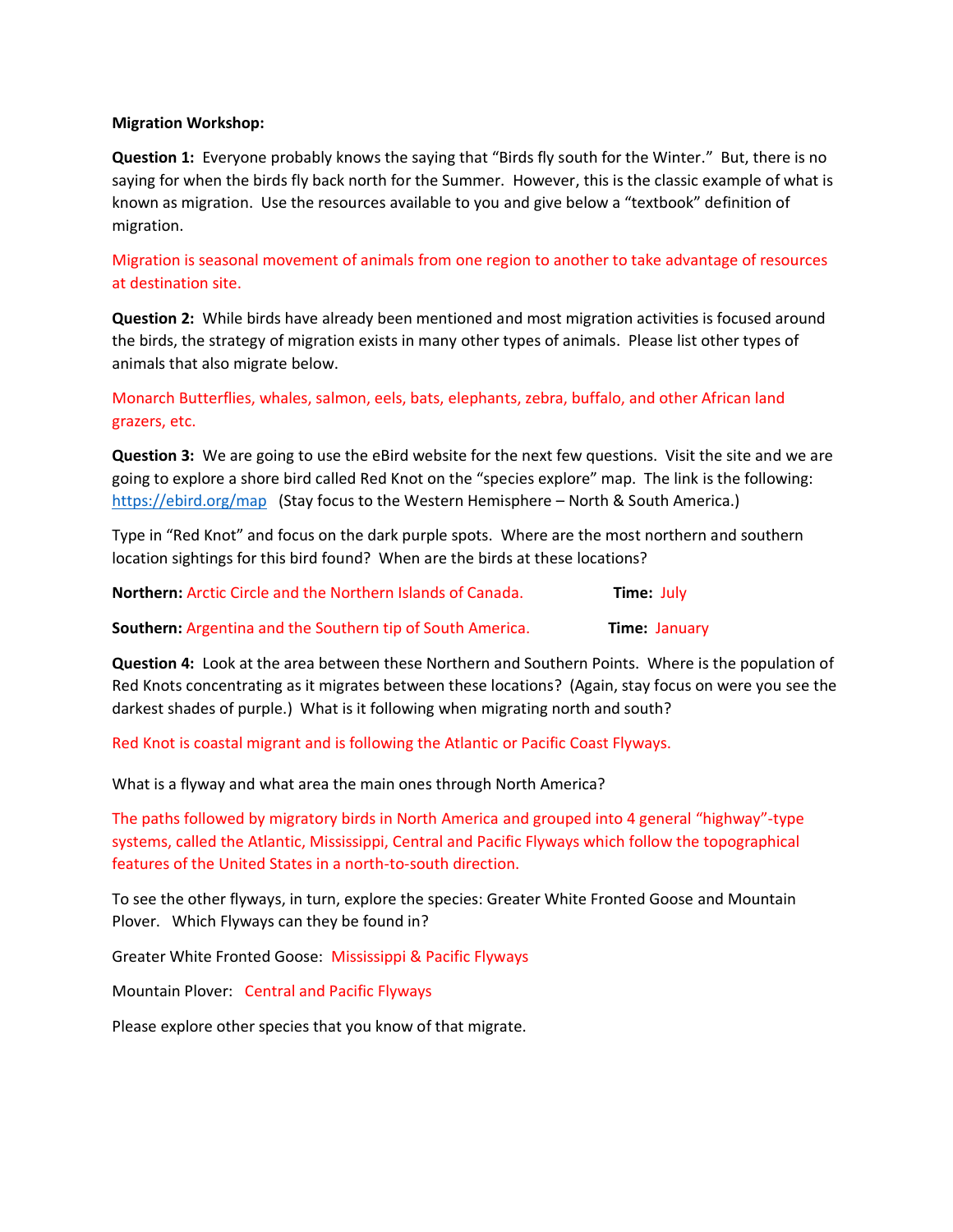**Migration Workshop:**

**Question 1:** Everyone probably knows the saying that "Birds fly south for the Winter." But, there is no saying for when the birds fly back north for the Summer. However, this is the classic example of what is known as migration. Use the resources available to you and give below a "textbook" definition of migration.

Migration is seasonal movement of animals from one region to another to take advantage of resources at destination site.

**Question 2:** While birds have already been mentioned and most migration activities is focused around the birds, the strategy of migration exists in many other types of animals. Please list other types of animals that also migrate below.

Monarch Butterflies, whales, salmon, eels, bats, elephants, zebra, buffalo, and other African land grazers, etc.

**Question 3:** We are going to use the eBird website for the next few questions. Visit the site and we are going to explore a shore bird called Red Knot on the "species explore" map. The link is the following: https://ebird.org/map (Stay focus to the Western Hemisphere – North & South America.)

Type in "Red Knot" and focus on the dark purple spots. Where are the most northern and southern location sightings for this bird found? When are the birds at these locations?

**Northern:** Arctic Circle and the Northern Islands of Canada. **Time:** July

**Southern:** Argentina and the Southern tip of South America. **Time:** January

**Question 4:** Look at the area between these Northern and Southern Points. Where is the population of Red Knots concentrating as it migrates between these locations? (Again, stay focus on were you see the darkest shades of purple.) What is it following when migrating north and south?

Red Knot is coastal migrant and is following the Atlantic or Pacific Coast Flyways.

What is a flyway and what area the main ones through North America?

The paths followed by migratory birds in North America and grouped into 4 general "highway"-type systems, called the Atlantic, Mississippi, Central and Pacific Flyways which follow the topographical features of the United States in a north-to-south direction.

To see the other flyways, in turn, explore the species: Greater White Fronted Goose and Mountain Plover. Which Flyways can they be found in?

Greater White Fronted Goose: Mississippi & Pacific Flyways

Mountain Plover: Central and Pacific Flyways

Please explore other species that you know of that migrate.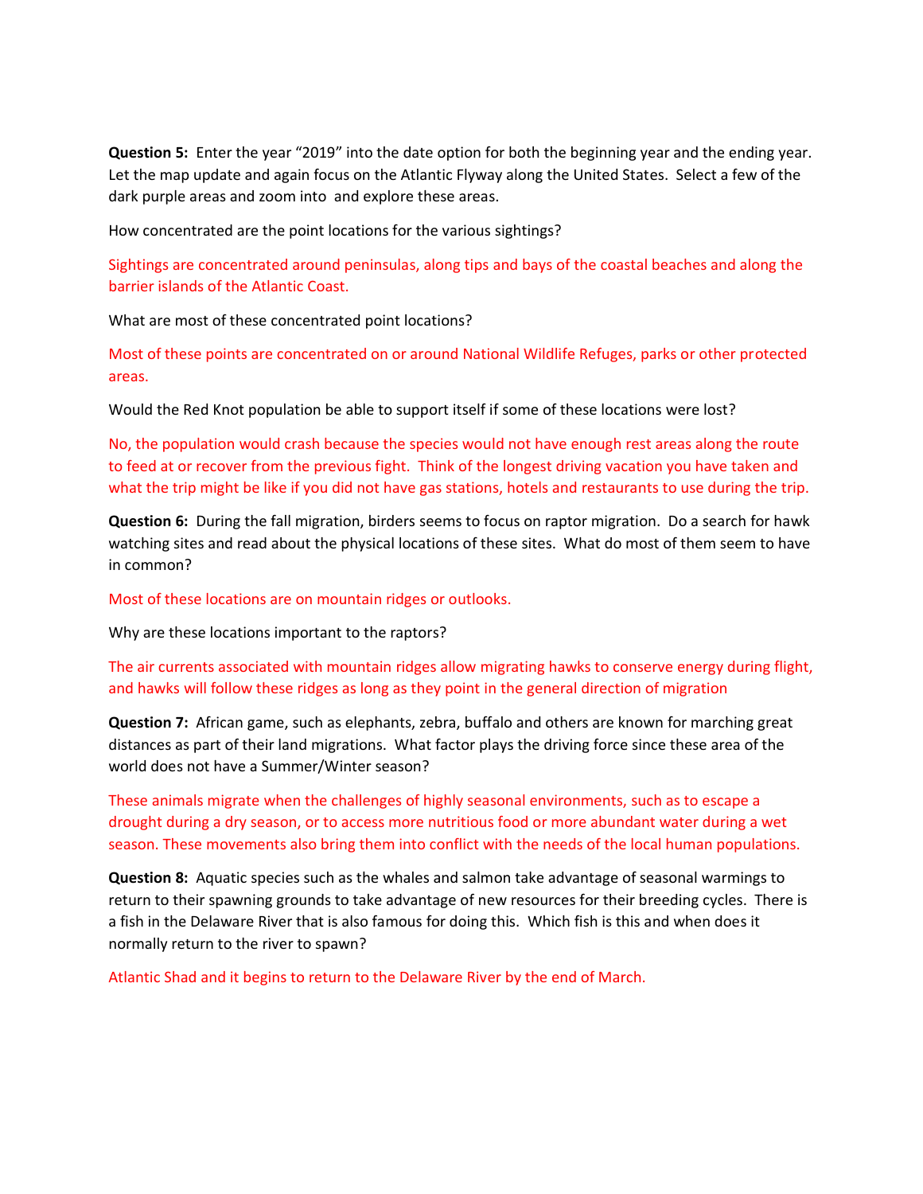**Question 5:** Enter the year “2019” into the date option for both the beginning year and the ending year. Let the map update and again focus on the Atlantic Flyway along the United States. Select a few of the dark purple areas and zoom into and explore these areas.

How concentrated are the point locations for the various sightings?

Sightings are concentrated around peninsulas, along tips and bays of the coastal beaches and along the barrier islands of the Atlantic Coast.

What are most of these concentrated point locations?

Most of these points are concentrated on or around National Wildlife Refuges, parks or other protected areas.

Would the Red Knot population be able to support itself if some of these locations were lost?

No, the population would crash because the species would not have enough rest areas along the route to feed at or recover from the previous fight. Think of the longest driving vacation you have taken and what the trip might be like if you did not have gas stations, hotels and restaurants to use during the trip.

**Question 6:** During the fall migration, birders seems to focus on raptor migration. Do a search for hawk watching sites and read about the physical locations of these sites. What do most of them seem to have in common?

Most of these locations are on mountain ridges or outlooks.

Why are these locations important to the raptors?

The air currents associated with mountain ridges allow migrating hawks to conserve energy during flight, and hawks will follow these ridges as long as they point in the general direction of migration

**Question 7:** African game, such as elephants, zebra, buffalo and others are known for marching great distances as part of their land migrations. What factor plays the driving force since these area of the world does not have a Summer/Winter season?

These animals migrate when the challenges of highly seasonal environments, such as to escape a drought during a dry season, or to access more nutritious food or more abundant water during a wet season. These movements also bring them into conflict with the needs of the local human populations.

**Question 8:** Aquatic species such as the whales and salmon take advantage of seasonal warmings to return to their spawning grounds to take advantage of new resources for their breeding cycles. There is a fish in the Delaware River that is also famous for doing this. Which fish is this and when does it normally return to the river to spawn?

Atlantic Shad and it begins to return to the Delaware River by the end of March.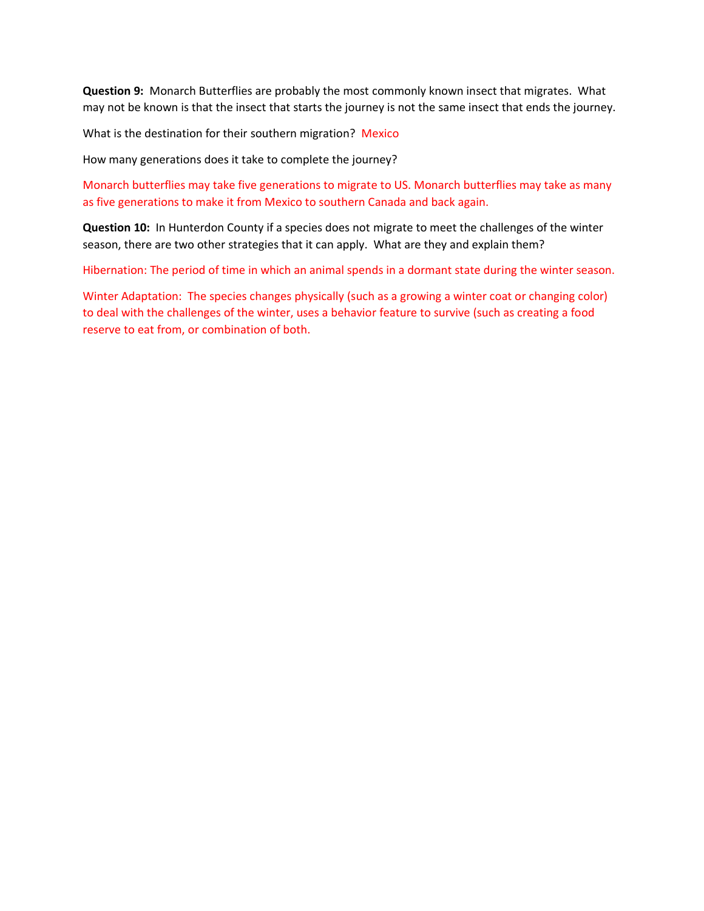**Question 9:** Monarch Butterflies are probably the most commonly known insect that migrates. What may not be known is that the insect that starts the journey is not the same insect that ends the journey.

What is the destination for their southern migration? Mexico

How many generations does it take to complete the journey?

Monarch butterflies may take five generations to migrate to US. Monarch butterflies may take as many as five generations to make it from Mexico to southern Canada and back again.

**Question 10:** In Hunterdon County if a species does not migrate to meet the challenges of the winter season, there are two other strategies that it can apply. What are they and explain them?

Hibernation: The period of time in which an animal spends in a dormant state during the winter season.

Winter Adaptation: The species changes physically (such as a growing a winter coat or changing color) to deal with the challenges of the winter, uses a behavior feature to survive (such as creating a food reserve to eat from, or combination of both.